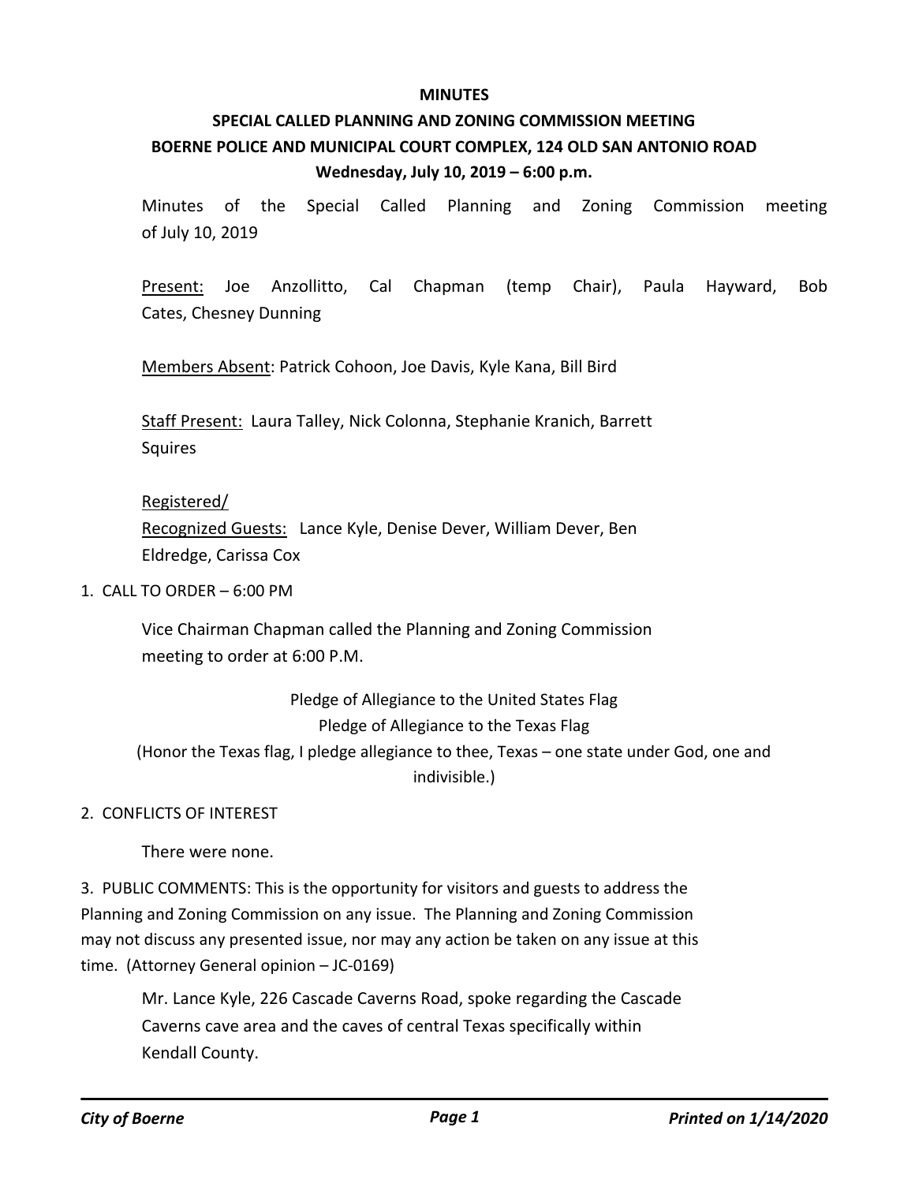# MINUTES

## SPECIAL CALLED PLANNING AND ZONING COMMISSION MEETING

## BOERNE POLICE AND MUNICIPAL COURT COMPLEX, 124 OLD SAN ANTONIO ROAD

**Wednesday, July 10, 2019 – 6:00 p.m.**

Minutes of the Special Called Planning and Zoning Commission meeting of July 10, 2019

Present: Joe Anzollitto, Cal Chapman (temp Chair), Paula Hayward, Bob Cates, Chesney Dunning

Members Absent: Patrick Cohoon, Joe Davis, Kyle Kana, Bill Bird

Staff Present: Laura Talley, Nick Colonna, Stephanie Kranich, Barrett Squires

Registered/
Recognized Guests: Lance Kyle, Denise Dever, William Dever, Ben Eldredge, Carissa Cox

1. CALL TO ORDER – 6:00 PM

Vice Chairman Chapman called the Planning and Zoning Commission meeting to order at 6:00 P.M.

Pledge of Allegiance to the United States Flag
Pledge of Allegiance to the Texas Flag
(Honor the Texas flag, I pledge allegiance to thee, Texas – one state under God, one and indivisible.)

2. CONFLICTS OF INTEREST

There were none.

3. PUBLIC COMMENTS: This is the opportunity for visitors and guests to address the Planning and Zoning Commission on any issue. The Planning and Zoning Commission may not discuss any presented issue, nor may any action be taken on any issue at this time. (Attorney General opinion – JC-0169)

Mr. Lance Kyle, 226 Cascade Caverns Road, spoke regarding the Cascade Caverns cave area and the caves of central Texas specifically within Kendall County.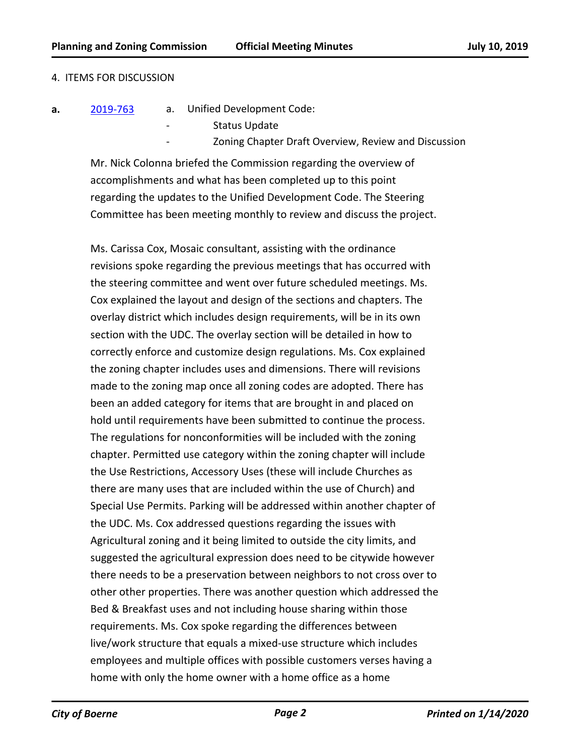4. ITEMS FOR DISCUSSION

**a.** [2019-763](2019-763) a. Unified Development Code:

- Status Update
- Zoning Chapter Draft Overview, Review and Discussion

Mr. Nick Colonna briefed the Commission regarding the overview of accomplishments and what has been completed up to this point regarding the updates to the Unified Development Code. The Steering Committee has been meeting monthly to review and discuss the project.

Ms. Carissa Cox, Mosaic consultant, assisting with the ordinance revisions spoke regarding the previous meetings that has occurred with the steering committee and went over future scheduled meetings. Ms. Cox explained the layout and design of the sections and chapters. The overlay district which includes design requirements, will be in its own section with the UDC. The overlay section will be detailed in how to correctly enforce and customize design regulations. Ms. Cox explained the zoning chapter includes uses and dimensions. There will revisions made to the zoning map once all zoning codes are adopted. There has been an added category for items that are brought in and placed on hold until requirements have been submitted to continue the process. The regulations for nonconformities will be included with the zoning chapter. Permitted use category within the zoning chapter will include the Use Restrictions, Accessory Uses (these will include Churches as there are many uses that are included within the use of Church) and Special Use Permits. Parking will be addressed within another chapter of the UDC. Ms. Cox addressed questions regarding the issues with Agricultural zoning and it being limited to outside the city limits, and suggested the agricultural expression does need to be citywide however there needs to be a preservation between neighbors to not cross over to other other properties. There was another question which addressed the Bed & Breakfast uses and not including house sharing within those requirements. Ms. Cox spoke regarding the differences between live/work structure that equals a mixed-use structure which includes employees and multiple offices with possible customers verses having a home with only the home owner with a home office as a home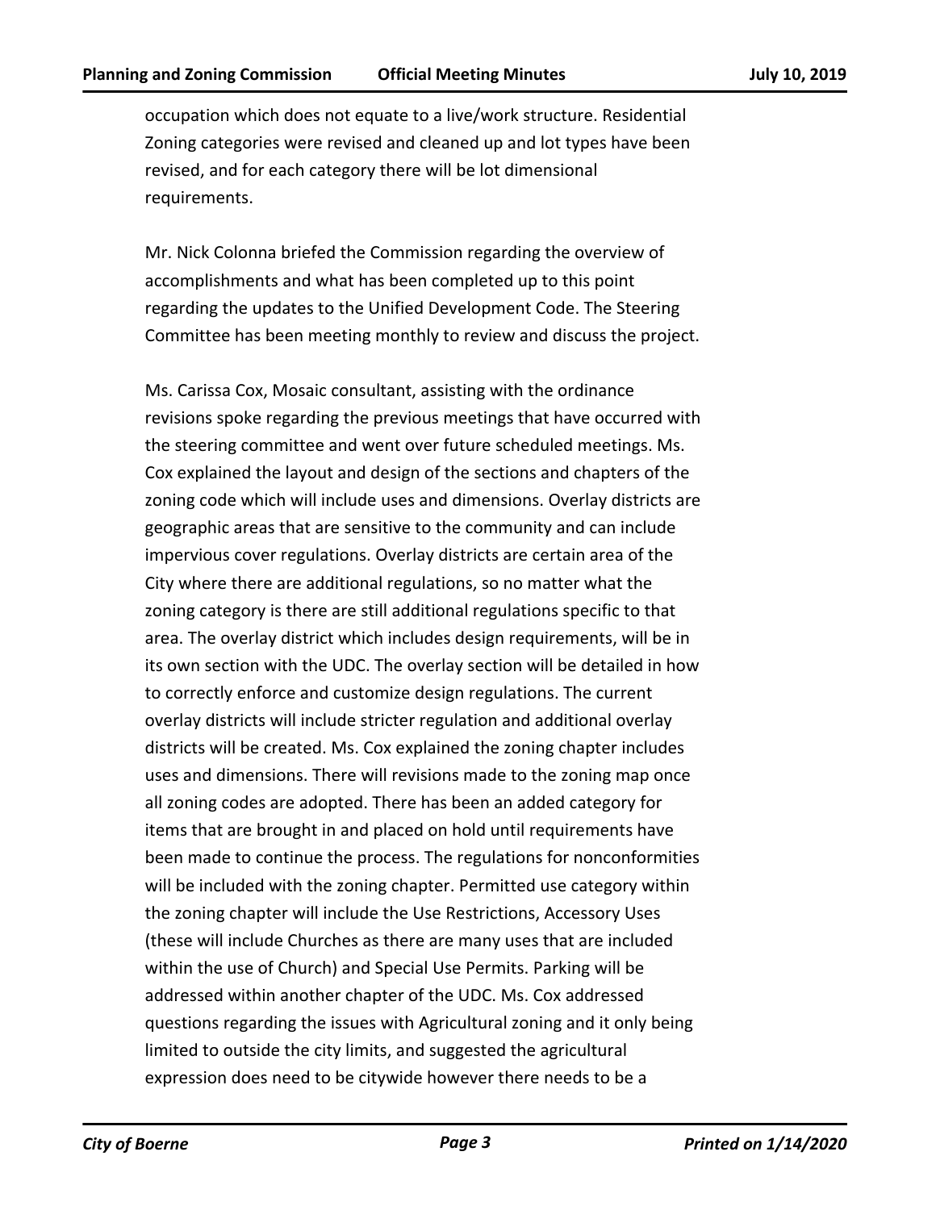occupation which does not equate to a live/work structure. Residential Zoning categories were revised and cleaned up and lot types have been revised, and for each category there will be lot dimensional requirements.

Mr. Nick Colonna briefed the Commission regarding the overview of accomplishments and what has been completed up to this point regarding the updates to the Unified Development Code. The Steering Committee has been meeting monthly to review and discuss the project.

Ms. Carissa Cox, Mosaic consultant, assisting with the ordinance revisions spoke regarding the previous meetings that have occurred with the steering committee and went over future scheduled meetings. Ms. Cox explained the layout and design of the sections and chapters of the zoning code which will include uses and dimensions. Overlay districts are geographic areas that are sensitive to the community and can include impervious cover regulations. Overlay districts are certain area of the City where there are additional regulations, so no matter what the zoning category is there are still additional regulations specific to that area. The overlay district which includes design requirements, will be in its own section with the UDC. The overlay section will be detailed in how to correctly enforce and customize design regulations. The current overlay districts will include stricter regulation and additional overlay districts will be created. Ms. Cox explained the zoning chapter includes uses and dimensions. There will revisions made to the zoning map once all zoning codes are adopted. There has been an added category for items that are brought in and placed on hold until requirements have been made to continue the process. The regulations for nonconformities will be included with the zoning chapter. Permitted use category within the zoning chapter will include the Use Restrictions, Accessory Uses (these will include Churches as there are many uses that are included within the use of Church) and Special Use Permits. Parking will be addressed within another chapter of the UDC. Ms. Cox addressed questions regarding the issues with Agricultural zoning and it only being limited to outside the city limits, and suggested the agricultural expression does need to be citywide however there needs to be a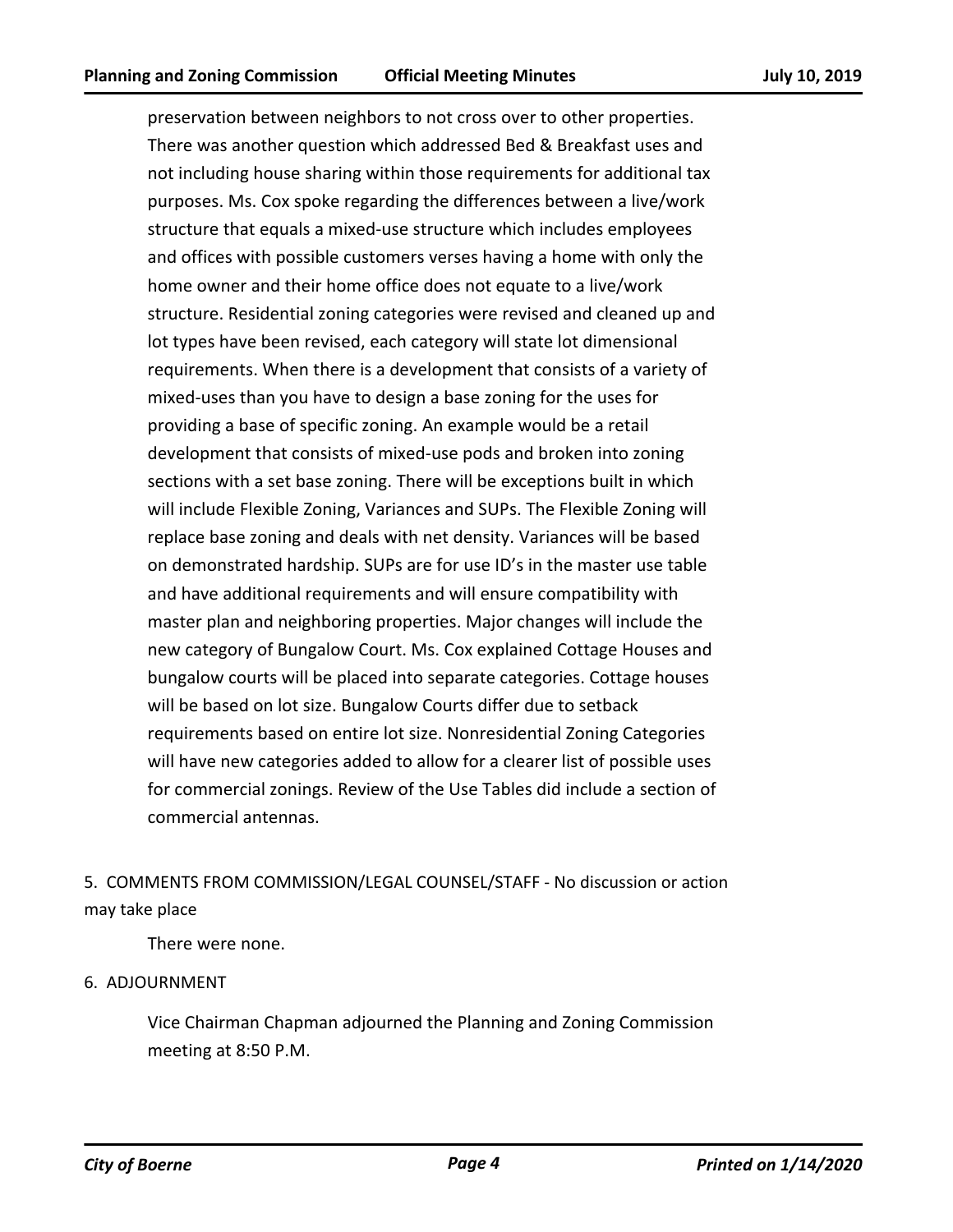preservation between neighbors to not cross over to other properties. There was another question which addressed Bed & Breakfast uses and not including house sharing within those requirements for additional tax purposes. Ms. Cox spoke regarding the differences between a live/work structure that equals a mixed-use structure which includes employees and offices with possible customers verses having a home with only the home owner and their home office does not equate to a live/work structure. Residential zoning categories were revised and cleaned up and lot types have been revised, each category will state lot dimensional requirements. When there is a development that consists of a variety of mixed-uses than you have to design a base zoning for the uses for providing a base of specific zoning. An example would be a retail development that consists of mixed-use pods and broken into zoning sections with a set base zoning. There will be exceptions built in which will include Flexible Zoning, Variances and SUPs. The Flexible Zoning will replace base zoning and deals with net density. Variances will be based on demonstrated hardship. SUPs are for use ID's in the master use table and have additional requirements and will ensure compatibility with master plan and neighboring properties. Major changes will include the new category of Bungalow Court. Ms. Cox explained Cottage Houses and bungalow courts will be placed into separate categories. Cottage houses will be based on lot size. Bungalow Courts differ due to setback requirements based on entire lot size. Nonresidential Zoning Categories will have new categories added to allow for a clearer list of possible uses for commercial zonings. Review of the Use Tables did include a section of commercial antennas.

5. COMMENTS FROM COMMISSION/LEGAL COUNSEL/STAFF - No discussion or action may take place

There were none.

6. ADJOURNMENT

Vice Chairman Chapman adjourned the Planning and Zoning Commission meeting at 8:50 P.M.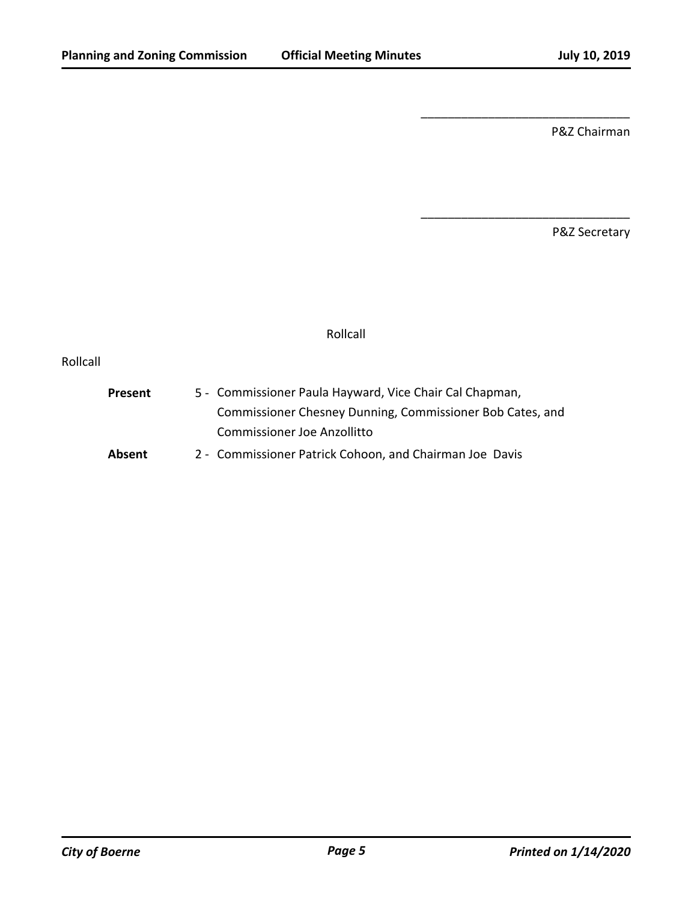_______________________________

P&Z Chairman

_______________________________

P&Z Secretary

Rollcall

Rollcall

| | | |
|---|---|---|
| **Present** | 5 - | Commissioner Paula Hayward, Vice Chair Cal Chapman, Commissioner Chesney Dunning, Commissioner Bob Cates, and Commissioner Joe Anzollitto |
| **Absent** | 2 - | Commissioner Patrick Cohoon, and Chairman Joe Davis |